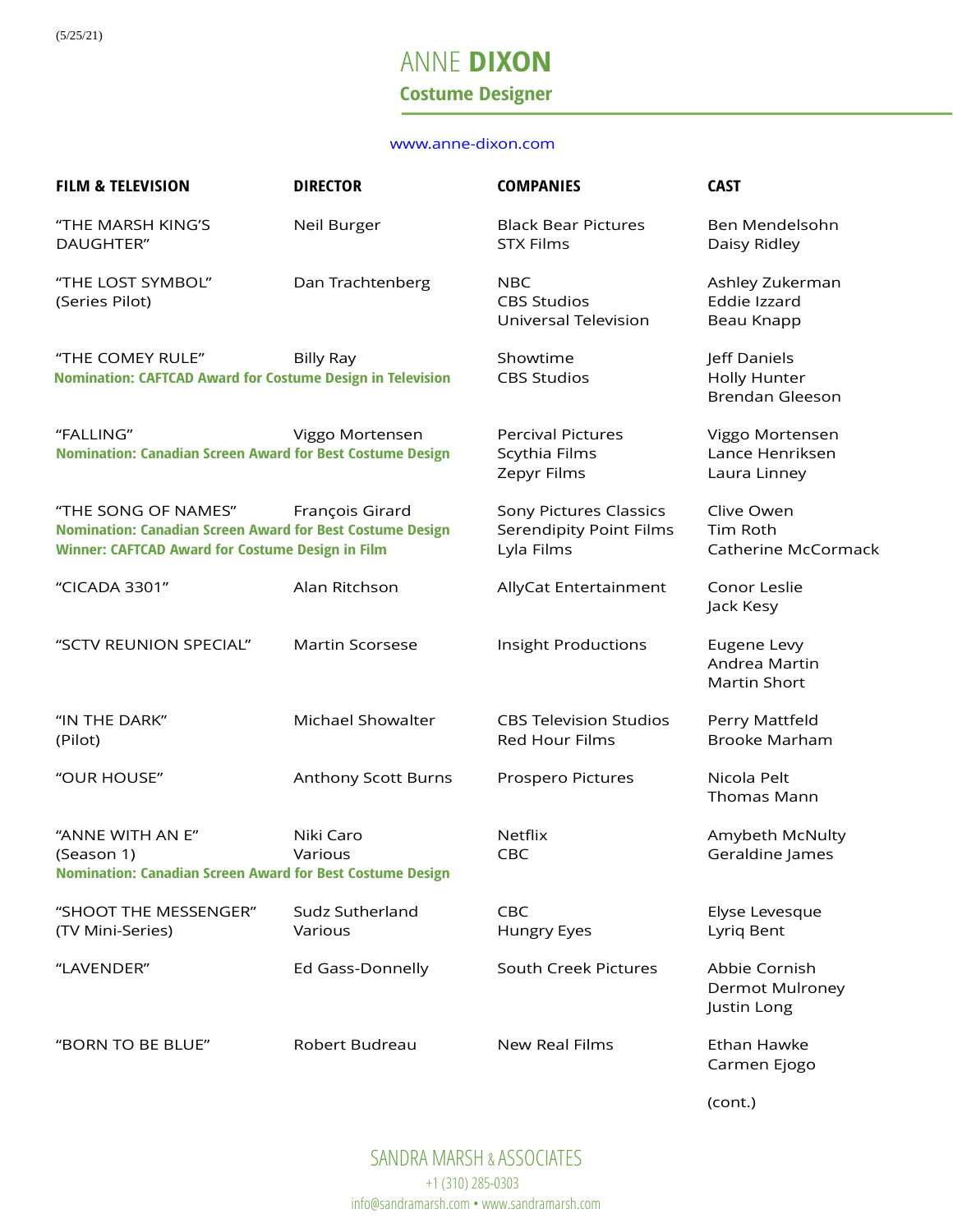(5/25/21)

# ANNE **DIXON**

## Costume Designer

www.anne-dixon.com

| FILM & TELEVISION | DIRECTOR | COMPANIES | CAST |
|---|---|---|---|
| "THE MARSH KING'S DAUGHTER" | Neil Burger | Black Bear Pictures<br>STX Films | Ben Mendelsohn<br>Daisy Ridley |
| "THE LOST SYMBOL"<br>(Series Pilot) | Dan Trachtenberg | NBC<br>CBS Studios<br>Universal Television | Ashley Zukerman<br>Eddie Izzard<br>Beau Knapp |
| "THE COMEY RULE"<br>**Nomination: CAFTCAD Award for Costume Design in Television** | Billy Ray | Showtime<br>CBS Studios | Jeff Daniels<br>Holly Hunter<br>Brendan Gleeson |
| "FALLING"<br>**Nomination: Canadian Screen Award for Best Costume Design** | Viggo Mortensen | Percival Pictures<br>Scythia Films<br>Zepyr Films | Viggo Mortensen<br>Lance Henriksen<br>Laura Linney |
| "THE SONG OF NAMES"<br>**Nomination: Canadian Screen Award for Best Costume Design**<br>**Winner: CAFTCAD Award for Costume Design in Film** | François Girard | Sony Pictures Classics<br>Serendipity Point Films<br>Lyla Films | Clive Owen<br>Tim Roth<br>Catherine McCormack |
| "CICADA 3301" | Alan Ritchson | AllyCat Entertainment | Conor Leslie<br>Jack Kesy |
| "SCTV REUNION SPECIAL" | Martin Scorsese | Insight Productions | Eugene Levy<br>Andrea Martin<br>Martin Short |
| "IN THE DARK"<br>(Pilot) | Michael Showalter | CBS Television Studios<br>Red Hour Films | Perry Mattfeld<br>Brooke Marham |
| "OUR HOUSE" | Anthony Scott Burns | Prospero Pictures | Nicola Pelt<br>Thomas Mann |
| "ANNE WITH AN E"<br>(Season 1)<br>**Nomination: Canadian Screen Award for Best Costume Design** | Niki Caro<br>Various | Netflix<br>CBC | Amybeth McNulty<br>Geraldine James |
| "SHOOT THE MESSENGER"<br>(TV Mini-Series) | Sudz Sutherland<br>Various | CBC<br>Hungry Eyes | Elyse Levesque<br>Lyriq Bent |
| "LAVENDER" | Ed Gass-Donnelly | South Creek Pictures | Abbie Cornish<br>Dermot Mulroney<br>Justin Long |
| "BORN TO BE BLUE" | Robert Budreau | New Real Films | Ethan Hawke<br>Carmen Ejogo |

(cont.)

SANDRA MARSH & ASSOCIATES
+1 (310) 285-0303
info@sandramarsh.com • www.sandramarsh.com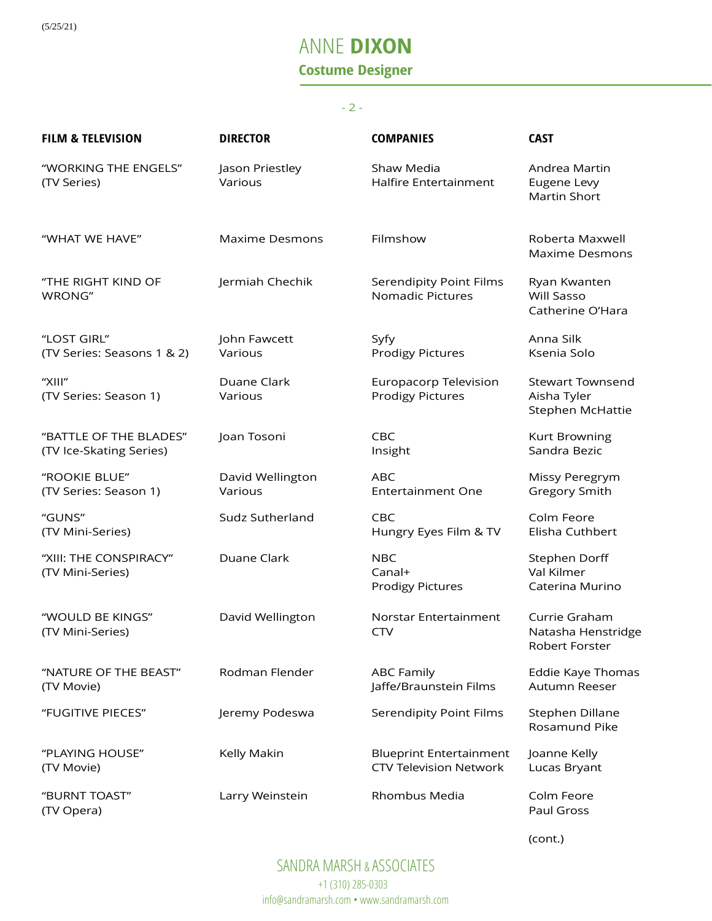# ANNE **DIXON**

## Costume Designer

| FILM & TELEVISION | DIRECTOR | COMPANIES | CAST |
| --- | --- | --- | --- |
| "WORKING THE ENGELS" (TV Series) | Jason Priestley<br>Various | Shaw Media<br>Halfire Entertainment | Andrea Martin<br>Eugene Levy<br>Martin Short |
| "WHAT WE HAVE" | Maxime Desmons | Filmshow | Roberta Maxwell<br>Maxime Desmons |
| "THE RIGHT KIND OF WRONG" | Jermiah Chechik | Serendipity Point Films<br>Nomadic Pictures | Ryan Kwanten<br>Will Sasso<br>Catherine O'Hara |
| "LOST GIRL" (TV Series: Seasons 1 & 2) | John Fawcett<br>Various | Syfy<br>Prodigy Pictures | Anna Silk<br>Ksenia Solo |
| "XIII" (TV Series: Season 1) | Duane Clark<br>Various | Europacorp Television<br>Prodigy Pictures | Stewart Townsend<br>Aisha Tyler<br>Stephen McHattie |
| "BATTLE OF THE BLADES" (TV Ice-Skating Series) | Joan Tosoni | CBC<br>Insight | Kurt Browning<br>Sandra Bezic |
| "ROOKIE BLUE" (TV Series: Season 1) | David Wellington<br>Various | ABC<br>Entertainment One | Missy Peregrym<br>Gregory Smith |
| "GUNS" (TV Mini-Series) | Sudz Sutherland | CBC<br>Hungry Eyes Film & TV | Colm Feore<br>Elisha Cuthbert |
| "XIII: THE CONSPIRACY" (TV Mini-Series) | Duane Clark | NBC<br>Canal+<br>Prodigy Pictures | Stephen Dorff<br>Val Kilmer<br>Caterina Murino |
| "WOULD BE KINGS" (TV Mini-Series) | David Wellington | Norstar Entertainment<br>CTV | Currie Graham<br>Natasha Henstridge<br>Robert Forster |
| "NATURE OF THE BEAST" (TV Movie) | Rodman Flender | ABC Family<br>Jaffe/Braunstein Films | Eddie Kaye Thomas<br>Autumn Reeser |
| "FUGITIVE PIECES" | Jeremy Podeswa | Serendipity Point Films | Stephen Dillane<br>Rosamund Pike |
| "PLAYING HOUSE" (TV Movie) | Kelly Makin | Blueprint Entertainment<br>CTV Television Network | Joanne Kelly<br>Lucas Bryant |
| "BURNT TOAST" (TV Opera) | Larry Weinstein | Rhombus Media | Colm Feore<br>Paul Gross |

(cont.)

SANDRA MARSH & ASSOCIATES
+1 (310) 285-0303
info@sandramarsh.com • www.sandramarsh.com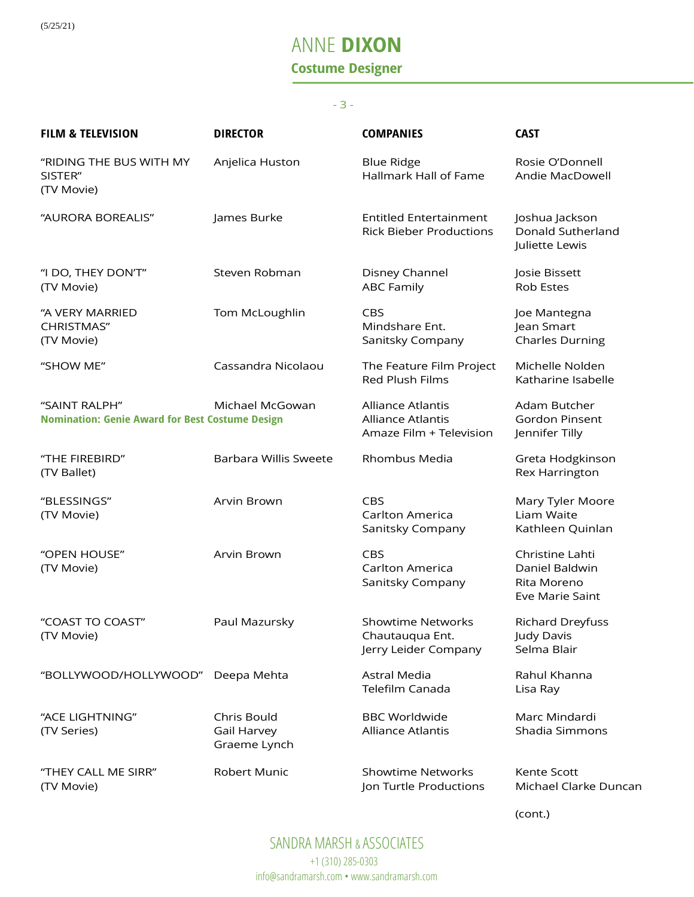| FILM & TELEVISION | DIRECTOR | COMPANIES | CAST |
|---|---|---|---|
| "RIDING THE BUS WITH MY SISTER" (TV Movie) | Anjelica Huston | Blue Ridge<br>Hallmark Hall of Fame | Rosie O'Donnell<br>Andie MacDowell |
| "AURORA BOREALIS" | James Burke | Entitled Entertainment<br>Rick Bieber Productions | Joshua Jackson<br>Donald Sutherland<br>Juliette Lewis |
| "I DO, THEY DON'T" (TV Movie) | Steven Robman | Disney Channel<br>ABC Family | Josie Bissett<br>Rob Estes |
| "A VERY MARRIED CHRISTMAS" (TV Movie) | Tom McLoughlin | CBS<br>Mindshare Ent.<br>Sanitsky Company | Joe Mantegna<br>Jean Smart<br>Charles Durning |
| "SHOW ME" | Cassandra Nicolaou | The Feature Film Project<br>Red Plush Films | Michelle Nolden<br>Katharine Isabelle |
| "SAINT RALPH"<br>**Nomination: Genie Award for Best Costume Design** | Michael McGowan | Alliance Atlantis<br>Alliance Atlantis<br>Amaze Film + Television | Adam Butcher<br>Gordon Pinsent<br>Jennifer Tilly |
| "THE FIREBIRD" (TV Ballet) | Barbara Willis Sweete | Rhombus Media | Greta Hodgkinson<br>Rex Harrington |
| "BLESSINGS" (TV Movie) | Arvin Brown | CBS<br>Carlton America<br>Sanitsky Company | Mary Tyler Moore<br>Liam Waite<br>Kathleen Quinlan |
| "OPEN HOUSE" (TV Movie) | Arvin Brown | CBS<br>Carlton America<br>Sanitsky Company | Christine Lahti<br>Daniel Baldwin<br>Rita Moreno<br>Eve Marie Saint |
| "COAST TO COAST" (TV Movie) | Paul Mazursky | Showtime Networks<br>Chautauqua Ent.<br>Jerry Leider Company | Richard Dreyfuss<br>Judy Davis<br>Selma Blair |
| "BOLLYWOOD/HOLLYWOOD" | Deepa Mehta | Astral Media<br>Telefilm Canada | Rahul Khanna<br>Lisa Ray |
| "ACE LIGHTNING" (TV Series) | Chris Bould<br>Gail Harvey<br>Graeme Lynch | BBC Worldwide<br>Alliance Atlantis | Marc Mindardi<br>Shadia Simmons |
| "THEY CALL ME SIRR" (TV Movie) | Robert Munic | Showtime Networks<br>Jon Turtle Productions | Kente Scott<br>Michael Clarke Duncan |

(cont.)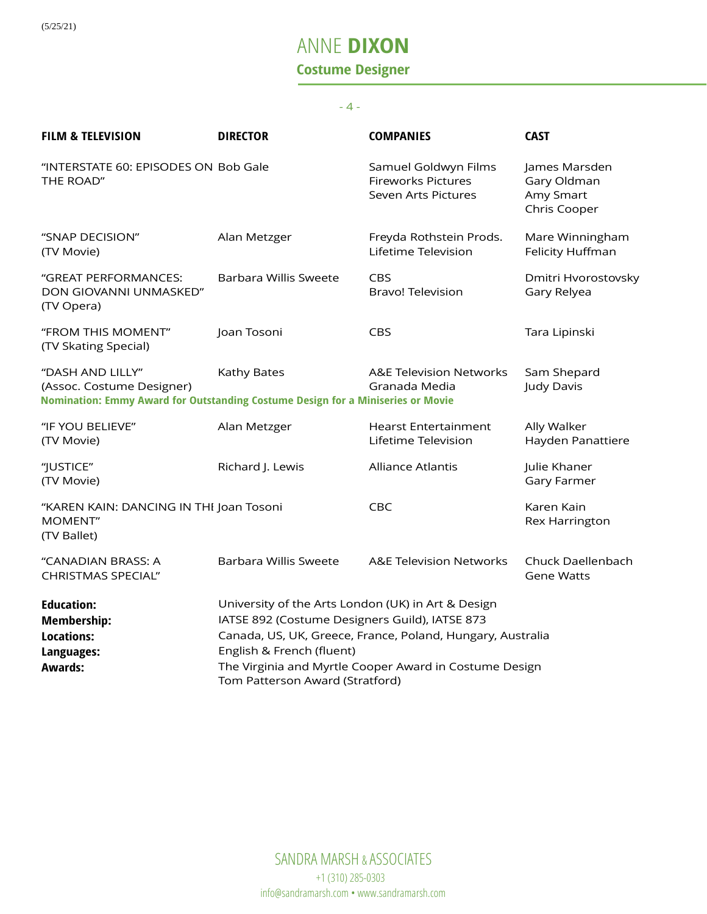# ANNE **DIXON**

## Costume Designer

| FILM & TELEVISION | DIRECTOR | COMPANIES | CAST |
|---|---|---|---|
| "INTERSTATE 60: EPISODES ON THE ROAD" | Bob Gale | Samuel Goldwyn Films<br>Fireworks Pictures<br>Seven Arts Pictures | James Marsden<br>Gary Oldman<br>Amy Smart<br>Chris Cooper |
| "SNAP DECISION"<br>(TV Movie) | Alan Metzger | Freyda Rothstein Prods.<br>Lifetime Television | Mare Winningham<br>Felicity Huffman |
| "GREAT PERFORMANCES: DON GIOVANNI UNMASKED"<br>(TV Opera) | Barbara Willis Sweete | CBS<br>Bravo! Television | Dmitri Hvorostovsky<br>Gary Relyea |
| "FROM THIS MOMENT"<br>(TV Skating Special) | Joan Tosoni | CBS | Tara Lipinski |
| "DASH AND LILLY"<br>(Assoc. Costume Designer)<br>**Nomination: Emmy Award for Outstanding Costume Design for a Miniseries or Movie** | Kathy Bates | A&E Television Networks<br>Granada Media | Sam Shepard<br>Judy Davis |
| "IF YOU BELIEVE"<br>(TV Movie) | Alan Metzger | Hearst Entertainment<br>Lifetime Television | Ally Walker<br>Hayden Panattiere |
| "JUSTICE"<br>(TV Movie) | Richard J. Lewis | Alliance Atlantis | Julie Khaner<br>Gary Farmer |
| "KAREN KAIN: DANCING IN THE MOMENT"<br>(TV Ballet) | Joan Tosoni | CBC | Karen Kain<br>Rex Harrington |
| "CANADIAN BRASS: A CHRISTMAS SPECIAL" | Barbara Willis Sweete | A&E Television Networks | Chuck Daellenbach<br>Gene Watts |

**Education:** University of the Arts London (UK) in Art & Design
**Membership:** IATSE 892 (Costume Designers Guild), IATSE 873
**Locations:** Canada, US, UK, Greece, France, Poland, Hungary, Australia
**Languages:** English & French (fluent)
**Awards:** The Virginia and Myrtle Cooper Award in Costume Design
Tom Patterson Award (Stratford)

SANDRA MARSH & ASSOCIATES
+1 (310) 285-0303
info@sandramarsh.com • www.sandramarsh.com